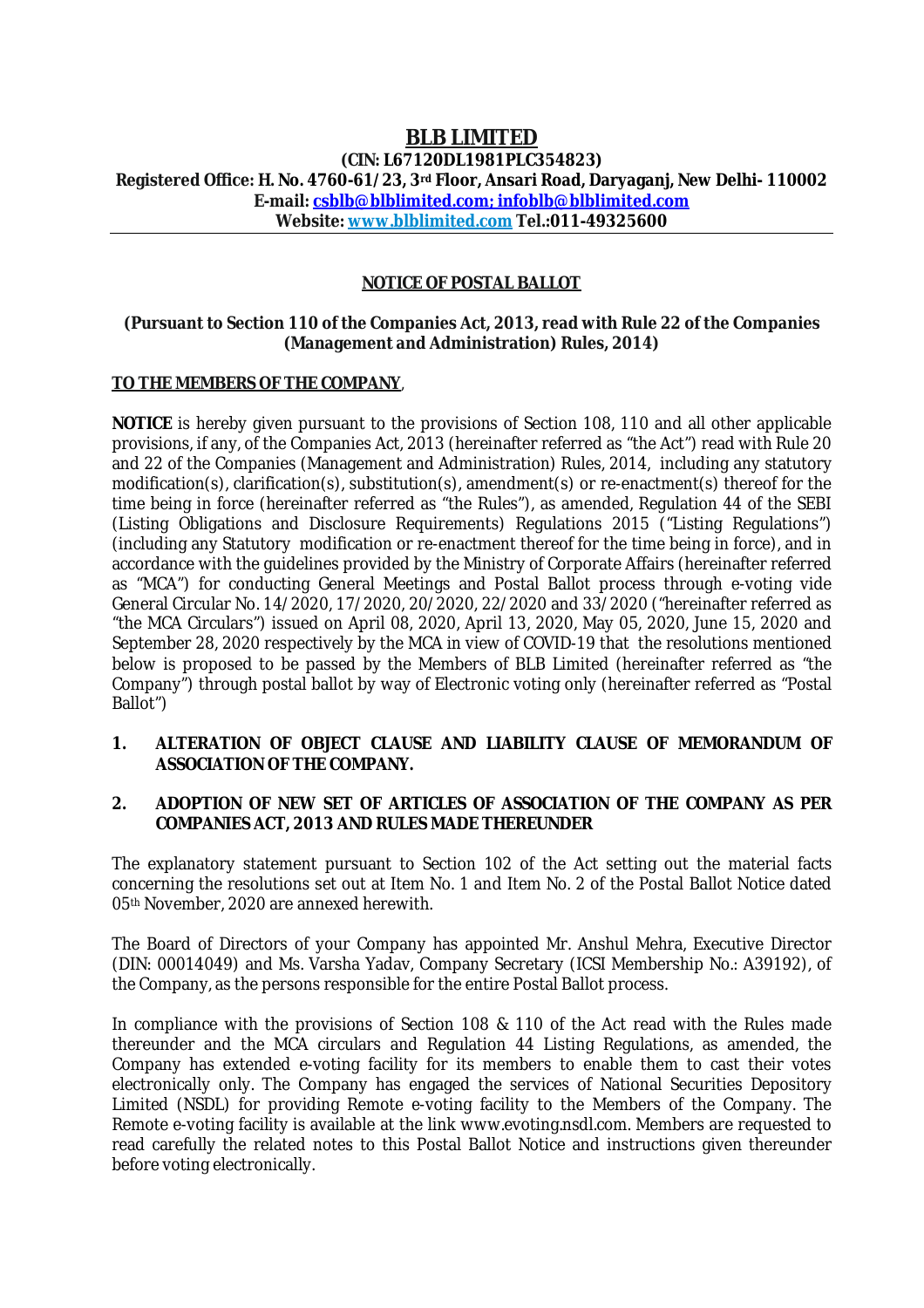# BLB LIMITED

**(CIN: L67120DL1981PLC354823)**
**Registered Office: H. No. 4760-61/23, 3rd Floor, Ansari Road, Daryaganj, New Delhi- 110002**
**E-mail: csblb@blblimited.com; infoblb@blblimited.com**
**Website: www.blblimited.com Tel.:011-49325600**

## NOTICE OF POSTAL BALLOT

**(Pursuant to Section 110 of the Companies Act, 2013, read with Rule 22 of the Companies (Management and Administration) Rules, 2014)**

**TO THE MEMBERS OF THE COMPANY**,

**NOTICE** is hereby given pursuant to the provisions of Section 108, 110 and all other applicable provisions, if any, of the Companies Act, 2013 (hereinafter referred as "the Act") read with Rule 20 and 22 of the Companies (Management and Administration) Rules, 2014, including any statutory modification(s), clarification(s), substitution(s), amendment(s) or re-enactment(s) thereof for the time being in force (hereinafter referred as "the Rules"), as amended, Regulation 44 of the SEBI (Listing Obligations and Disclosure Requirements) Regulations 2015 ("Listing Regulations") (including any Statutory modification or re-enactment thereof for the time being in force), and in accordance with the guidelines provided by the Ministry of Corporate Affairs (hereinafter referred as "MCA") for conducting General Meetings and Postal Ballot process through e-voting vide General Circular No. 14/2020, 17/2020, 20/2020, 22/2020 and 33/2020 ("hereinafter referred as "the MCA Circulars") issued on April 08, 2020, April 13, 2020, May 05, 2020, June 15, 2020 and September 28, 2020 respectively by the MCA in view of COVID-19 that the resolutions mentioned below is proposed to be passed by the Members of BLB Limited (hereinafter referred as "the Company") through postal ballot by way of Electronic voting only (hereinafter referred as "Postal Ballot")

1. **ALTERATION OF OBJECT CLAUSE AND LIABILITY CLAUSE OF MEMORANDUM OF ASSOCIATION OF THE COMPANY.**

2. **ADOPTION OF NEW SET OF ARTICLES OF ASSOCIATION OF THE COMPANY AS PER COMPANIES ACT, 2013 AND RULES MADE THEREUNDER**

The explanatory statement pursuant to Section 102 of the Act setting out the material facts concerning the resolutions set out at Item No. 1 and Item No. 2 of the Postal Ballot Notice dated 05th November, 2020 are annexed herewith.

The Board of Directors of your Company has appointed Mr. Anshul Mehra, Executive Director (DIN: 00014049) and Ms. Varsha Yadav, Company Secretary (ICSI Membership No.: A39192), of the Company, as the persons responsible for the entire Postal Ballot process.

In compliance with the provisions of Section 108 & 110 of the Act read with the Rules made thereunder and the MCA circulars and Regulation 44 Listing Regulations, as amended, the Company has extended e-voting facility for its members to enable them to cast their votes electronically only. The Company has engaged the services of National Securities Depository Limited (NSDL) for providing Remote e-voting facility to the Members of the Company. The Remote e-voting facility is available at the link www.evoting.nsdl.com. Members are requested to read carefully the related notes to this Postal Ballot Notice and instructions given thereunder before voting electronically.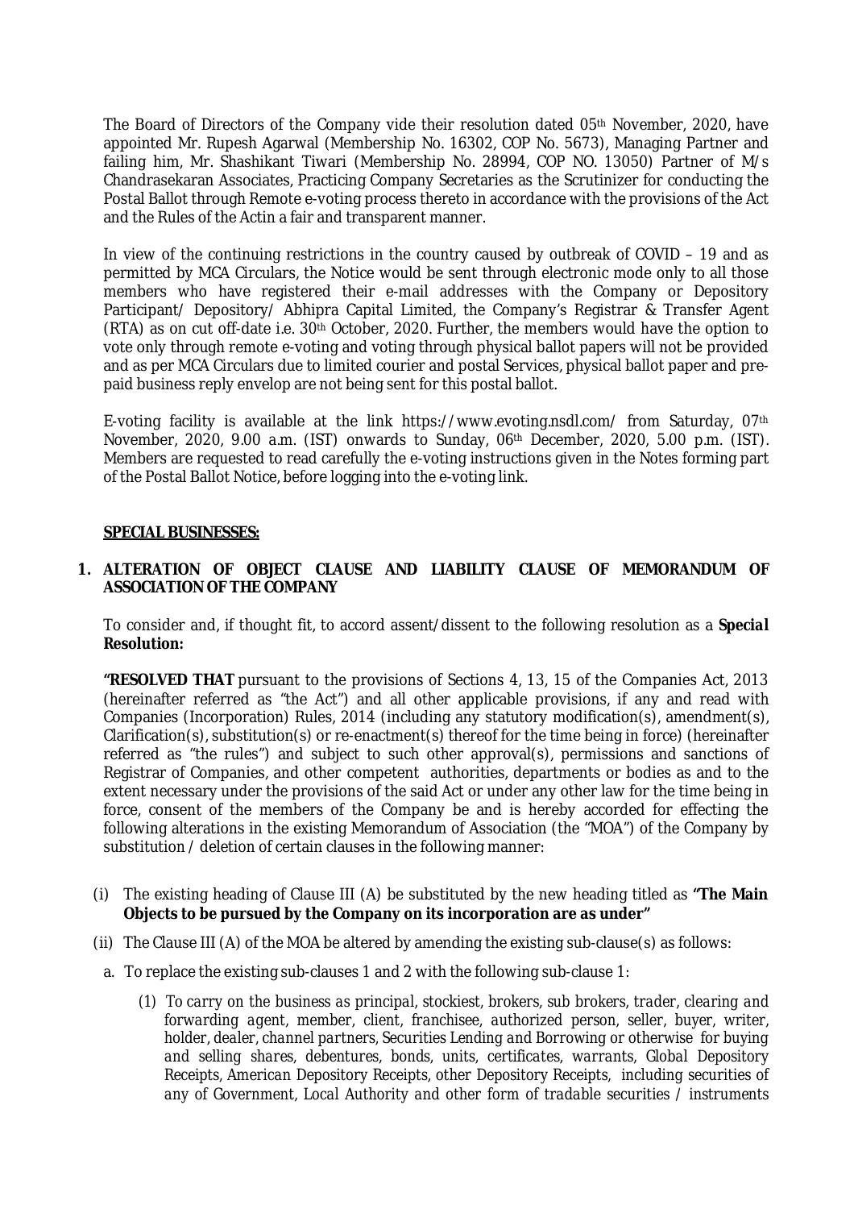The Board of Directors of the Company vide their resolution dated 05th November, 2020, have appointed Mr. Rupesh Agarwal (Membership No. 16302, COP No. 5673), Managing Partner and failing him, Mr. Shashikant Tiwari (Membership No. 28994, COP NO. 13050) Partner of M/s Chandrasekaran Associates, Practicing Company Secretaries as the Scrutinizer for conducting the Postal Ballot through Remote e-voting process thereto in accordance with the provisions of the Act and the Rules of the Actin a fair and transparent manner.

In view of the continuing restrictions in the country caused by outbreak of COVID – 19 and as permitted by MCA Circulars, the Notice would be sent through electronic mode only to all those members who have registered their e-mail addresses with the Company or Depository Participant/ Depository/ Abhipra Capital Limited, the Company's Registrar & Transfer Agent (RTA) as on cut off-date i.e. 30th October, 2020. Further, the members would have the option to vote only through remote e-voting and voting through physical ballot papers will not be provided and as per MCA Circulars due to limited courier and postal Services, physical ballot paper and pre-paid business reply envelop are not being sent for this postal ballot.

E-voting facility is available at the link https://www.evoting.nsdl.com/ from Saturday, 07th November, 2020, 9.00 a.m. (IST) onwards to Sunday, 06th December, 2020, 5.00 p.m. (IST). Members are requested to read carefully the e-voting instructions given in the Notes forming part of the Postal Ballot Notice, before logging into the e-voting link.

**SPECIAL BUSINESSES:**

**1. ALTERATION OF OBJECT CLAUSE AND LIABILITY CLAUSE OF MEMORANDUM OF ASSOCIATION OF THE COMPANY**

To consider and, if thought fit, to accord assent/dissent to the following resolution as a **Special Resolution:**

**"RESOLVED THAT** pursuant to the provisions of Sections 4, 13, 15 of the Companies Act, 2013 (hereinafter referred as "the Act") and all other applicable provisions, if any and read with Companies (Incorporation) Rules, 2014 (including any statutory modification(s), amendment(s), Clarification(s), substitution(s) or re-enactment(s) thereof for the time being in force) (hereinafter referred as "the rules") and subject to such other approval(s), permissions and sanctions of Registrar of Companies, and other competent authorities, departments or bodies as and to the extent necessary under the provisions of the said Act or under any other law for the time being in force, consent of the members of the Company be and is hereby accorded for effecting the following alterations in the existing Memorandum of Association (the "MOA") of the Company by substitution / deletion of certain clauses in the following manner:

(i) The existing heading of Clause III (A) be substituted by the new heading titled as **"The Main Objects to be pursued by the Company on its incorporation are as under"**

(ii) The Clause III (A) of the MOA be altered by amending the existing sub-clause(s) as follows:

a. To replace the existing sub-clauses 1 and 2 with the following sub-clause 1:

*(1) To carry on the business as principal, stockiest, brokers, sub brokers, trader, clearing and forwarding agent, member, client, franchisee, authorized person, seller, buyer, writer, holder, dealer, channel partners, Securities Lending and Borrowing or otherwise for buying and selling shares, debentures, bonds, units, certificates, warrants, Global Depository Receipts, American Depository Receipts, other Depository Receipts, including securities of any of Government, Local Authority and other form of tradable securities / instruments*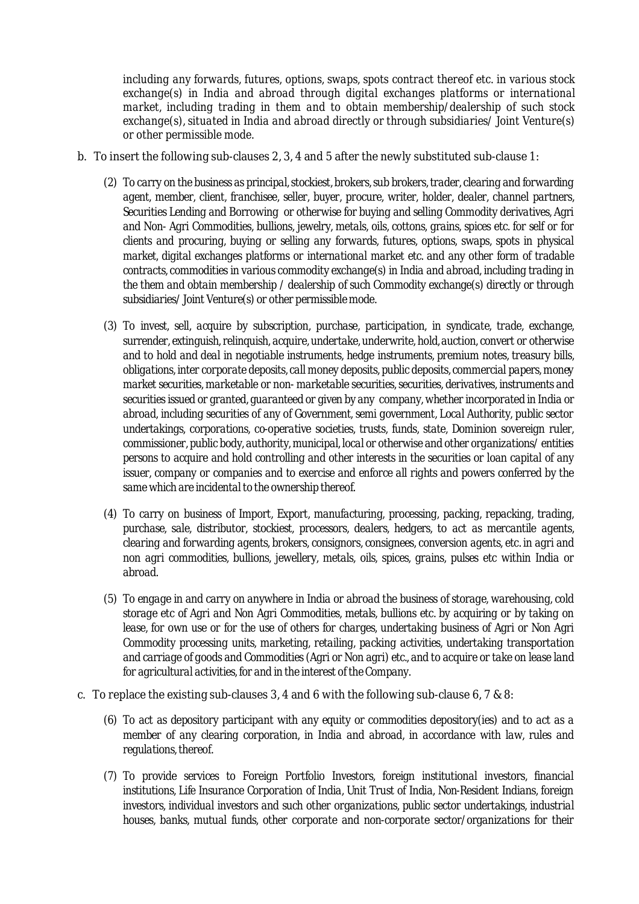including any forwards, futures, options, swaps, spots contract thereof etc. in various stock exchange(s) in India and abroad through digital exchanges platforms or international market, including trading in them and to obtain membership/dealership of such stock exchange(s), situated in India and abroad directly or through subsidiaries/ Joint Venture(s) or other permissible mode.

b. To insert the following sub-clauses 2, 3, 4 and 5 after the newly substituted sub-clause 1:

(2) To carry on the business as principal, stockiest, brokers, sub brokers, trader, clearing and forwarding agent, member, client, franchisee, seller, buyer, procure, writer, holder, dealer, channel partners, Securities Lending and Borrowing or otherwise for buying and selling Commodity derivatives, Agri and Non- Agri Commodities, bullions, jewelry, metals, oils, cottons, grains, spices etc. for self or for clients and procuring, buying or selling any forwards, futures, options, swaps, spots in physical market, digital exchanges platforms or international market etc. and any other form of tradable contracts, commodities in various commodity exchange(s) in India and abroad, including trading in the them and obtain membership / dealership of such Commodity exchange(s) directly or through subsidiaries/ Joint Venture(s) or other permissible mode.

(3) To invest, sell, acquire by subscription, purchase, participation, in syndicate, trade, exchange, surrender, extinguish, relinquish, acquire, undertake, underwrite, hold, auction, convert or otherwise and to hold and deal in negotiable instruments, hedge instruments, premium notes, treasury bills, obligations, inter corporate deposits, call money deposits, public deposits, commercial papers, money market securities, marketable or non- marketable securities, securities, derivatives, instruments and securities issued or granted, guaranteed or given by any company, whether incorporated in India or abroad, including securities of any of Government, semi government, Local Authority, public sector undertakings, corporations, co-operative societies, trusts, funds, state, Dominion sovereign ruler, commissioner, public body, authority, municipal, local or otherwise and other organizations/ entities persons to acquire and hold controlling and other interests in the securities or loan capital of any issuer, company or companies and to exercise and enforce all rights and powers conferred by the same which are incidental to the ownership thereof.

(4) To carry on business of Import, Export, manufacturing, processing, packing, repacking, trading, purchase, sale, distributor, stockiest, processors, dealers, hedgers, to act as mercantile agents, clearing and forwarding agents, brokers, consignors, consignees, conversion agents, etc. in agri and non agri commodities, bullions, jewellery, metals, oils, spices, grains, pulses etc within India or abroad.

(5) To engage in and carry on anywhere in India or abroad the business of storage, warehousing, cold storage etc of Agri and Non Agri Commodities, metals, bullions etc. by acquiring or by taking on lease, for own use or for the use of others for charges, undertaking business of Agri or Non Agri Commodity processing units, marketing, retailing, packing activities, undertaking transportation and carriage of goods and Commodities (Agri or Non agri) etc., and to acquire or take on lease land for agricultural activities, for and in the interest of the Company.

c. To replace the existing sub-clauses 3, 4 and 6 with the following sub-clause 6, 7 & 8:

(6) To act as depository participant with any equity or commodities depository(ies) and to act as a member of any clearing corporation, in India and abroad, in accordance with law, rules and regulations, thereof.

(7) To provide services to Foreign Portfolio Investors, foreign institutional investors, financial institutions, Life Insurance Corporation of India, Unit Trust of India, Non-Resident Indians, foreign investors, individual investors and such other organizations, public sector undertakings, industrial houses, banks, mutual funds, other corporate and non-corporate sector/organizations for their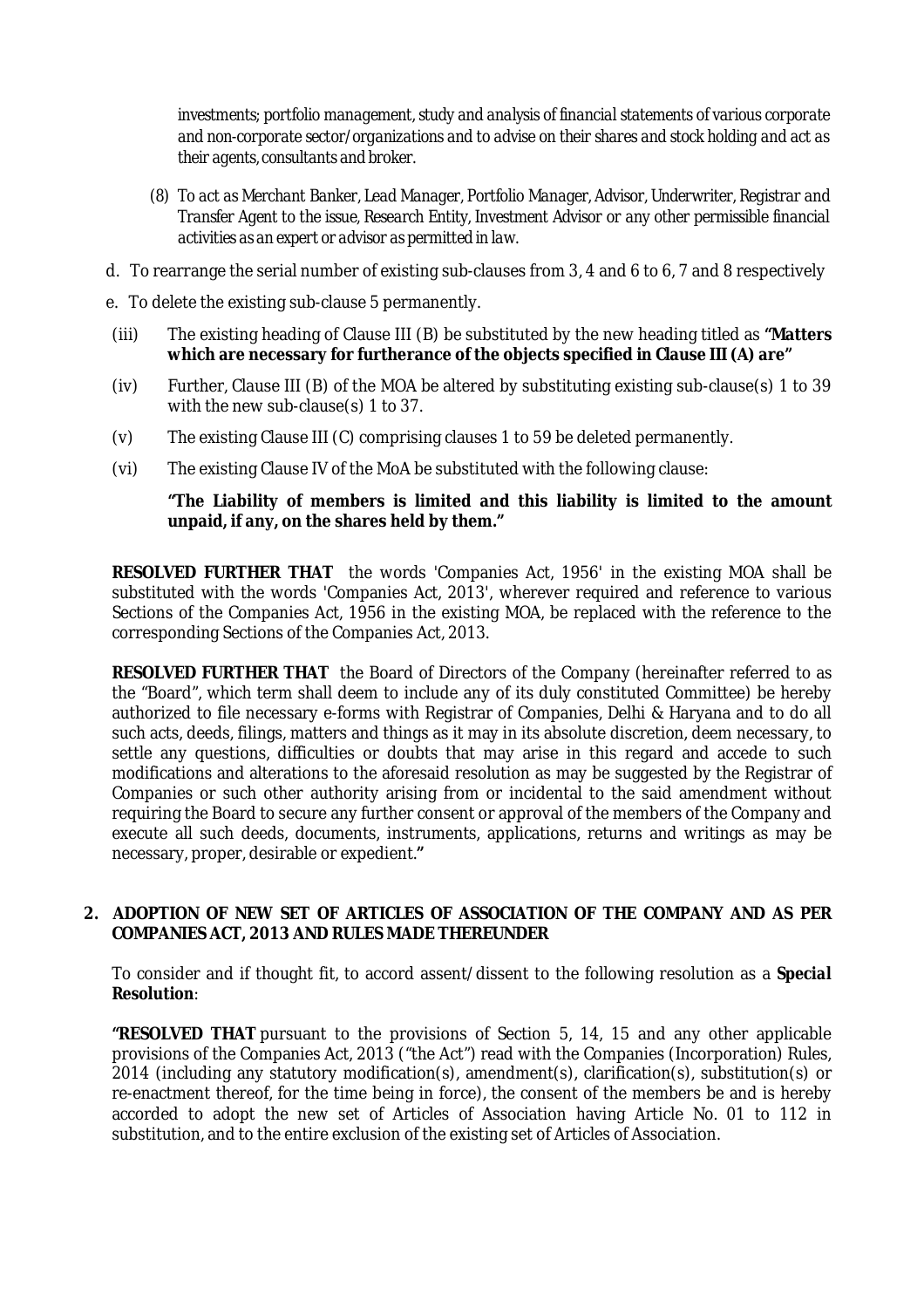*investments; portfolio management, study and analysis of financial statements of various corporate and non-corporate sector/organizations and to advise on their shares and stock holding and act as their agents, consultants and broker.*

*(8) To act as Merchant Banker, Lead Manager, Portfolio Manager, Advisor, Underwriter, Registrar and Transfer Agent to the issue, Research Entity, Investment Advisor or any other permissible financial activities as an expert or advisor as permitted in law.*

d. To rearrange the serial number of existing sub-clauses from 3, 4 and 6 to 6, 7 and 8 respectively

e. To delete the existing sub-clause 5 permanently.

(iii) The existing heading of Clause III (B) be substituted by the new heading titled as **"Matters which are necessary for furtherance of the objects specified in Clause III (A) are"**

(iv) Further, Clause III (B) of the MOA be altered by substituting existing sub-clause(s) 1 to 39 with the new sub-clause(s) 1 to 37.

(v) The existing Clause III (C) comprising clauses 1 to 59 be deleted permanently.

(vi) The existing Clause IV of the MoA be substituted with the following clause:

**"The Liability of members is limited and this liability is limited to the amount unpaid, if any, on the shares held by them."**

**RESOLVED FURTHER THAT** the words 'Companies Act, 1956' in the existing MOA shall be substituted with the words 'Companies Act, 2013', wherever required and reference to various Sections of the Companies Act, 1956 in the existing MOA, be replaced with the reference to the corresponding Sections of the Companies Act, 2013.

**RESOLVED FURTHER THAT** the Board of Directors of the Company (hereinafter referred to as the "Board", which term shall deem to include any of its duly constituted Committee) be hereby authorized to file necessary e-forms with Registrar of Companies, Delhi & Haryana and to do all such acts, deeds, filings, matters and things as it may in its absolute discretion, deem necessary, to settle any questions, difficulties or doubts that may arise in this regard and accede to such modifications and alterations to the aforesaid resolution as may be suggested by the Registrar of Companies or such other authority arising from or incidental to the said amendment without requiring the Board to secure any further consent or approval of the members of the Company and execute all such deeds, documents, instruments, applications, returns and writings as may be necessary, proper, desirable or expedient.**"**

**2. ADOPTION OF NEW SET OF ARTICLES OF ASSOCIATION OF THE COMPANY AND AS PER COMPANIES ACT, 2013 AND RULES MADE THEREUNDER**

To consider and if thought fit, to accord assent/dissent to the following resolution as a **Special Resolution**:

**"RESOLVED THAT** pursuant to the provisions of Section 5, 14, 15 and any other applicable provisions of the Companies Act, 2013 ("the Act") read with the Companies (Incorporation) Rules, 2014 (including any statutory modification(s), amendment(s), clarification(s), substitution(s) or re-enactment thereof, for the time being in force), the consent of the members be and is hereby accorded to adopt the new set of Articles of Association having Article No. 01 to 112 in substitution, and to the entire exclusion of the existing set of Articles of Association.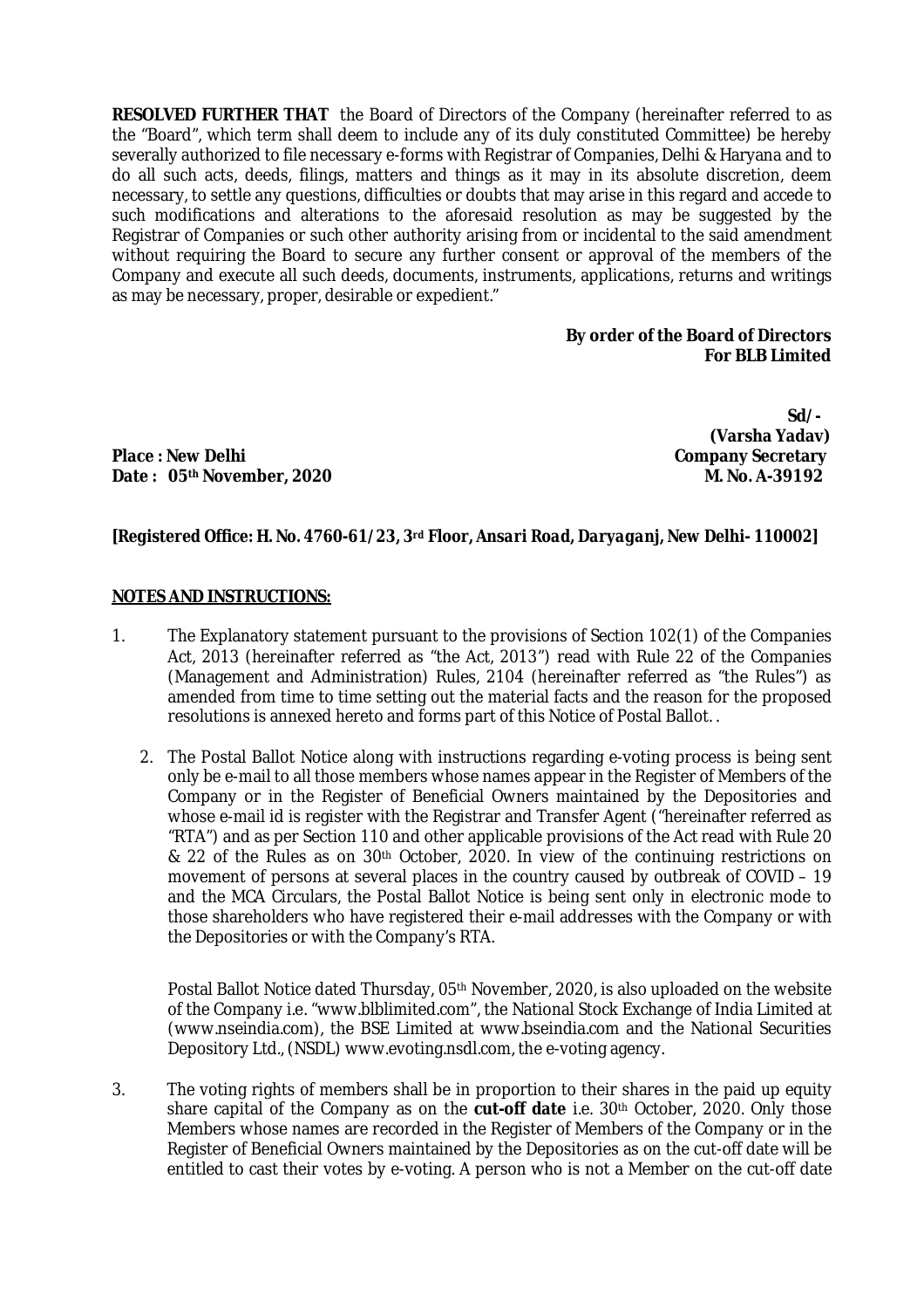**RESOLVED FURTHER THAT** the Board of Directors of the Company (hereinafter referred to as the "Board", which term shall deem to include any of its duly constituted Committee) be hereby severally authorized to file necessary e-forms with Registrar of Companies, Delhi & Haryana and to do all such acts, deeds, filings, matters and things as it may in its absolute discretion, deem necessary, to settle any questions, difficulties or doubts that may arise in this regard and accede to such modifications and alterations to the aforesaid resolution as may be suggested by the Registrar of Companies or such other authority arising from or incidental to the said amendment without requiring the Board to secure any further consent or approval of the members of the Company and execute all such deeds, documents, instruments, applications, returns and writings as may be necessary, proper, desirable or expedient."

**By order of the Board of Directors**
**For BLB Limited**

**Sd/-**
**(Varsha Yadav)**
**Company Secretary**
**M. No. A-39192**

**Place : New Delhi**
**Date : 05th November, 2020**

***[Registered Office: H. No. 4760-61/23, 3rd Floor, Ansari Road, Daryaganj, New Delhi- 110002]***

**NOTES AND INSTRUCTIONS:**

1. The Explanatory statement pursuant to the provisions of Section 102(1) of the Companies Act, 2013 (hereinafter referred as "the Act, 2013") read with Rule 22 of the Companies (Management and Administration) Rules, 2104 (hereinafter referred as "the Rules") as amended from time to time setting out the material facts and the reason for the proposed resolutions is annexed hereto and forms part of this Notice of Postal Ballot. .

2. The Postal Ballot Notice along with instructions regarding e-voting process is being sent only be e-mail to all those members whose names appear in the Register of Members of the Company or in the Register of Beneficial Owners maintained by the Depositories and whose e-mail id is register with the Registrar and Transfer Agent ("hereinafter referred as "RTA") and as per Section 110 and other applicable provisions of the Act read with Rule 20 & 22 of the Rules as on 30th October, 2020. In view of the continuing restrictions on movement of persons at several places in the country caused by outbreak of COVID – 19 and the MCA Circulars, the Postal Ballot Notice is being sent only in electronic mode to those shareholders who have registered their e-mail addresses with the Company or with the Depositories or with the Company's RTA.

   Postal Ballot Notice dated Thursday, 05th November, 2020, is also uploaded on the website of the Company i.e. "www.blblimited.com", the National Stock Exchange of India Limited at (www.nseindia.com), the BSE Limited at www.bseindia.com and the National Securities Depository Ltd., (NSDL) www.evoting.nsdl.com, the e-voting agency.

3. The voting rights of members shall be in proportion to their shares in the paid up equity share capital of the Company as on the **cut-off date** i.e. 30th October, 2020. Only those Members whose names are recorded in the Register of Members of the Company or in the Register of Beneficial Owners maintained by the Depositories as on the cut-off date will be entitled to cast their votes by e-voting. A person who is not a Member on the cut-off date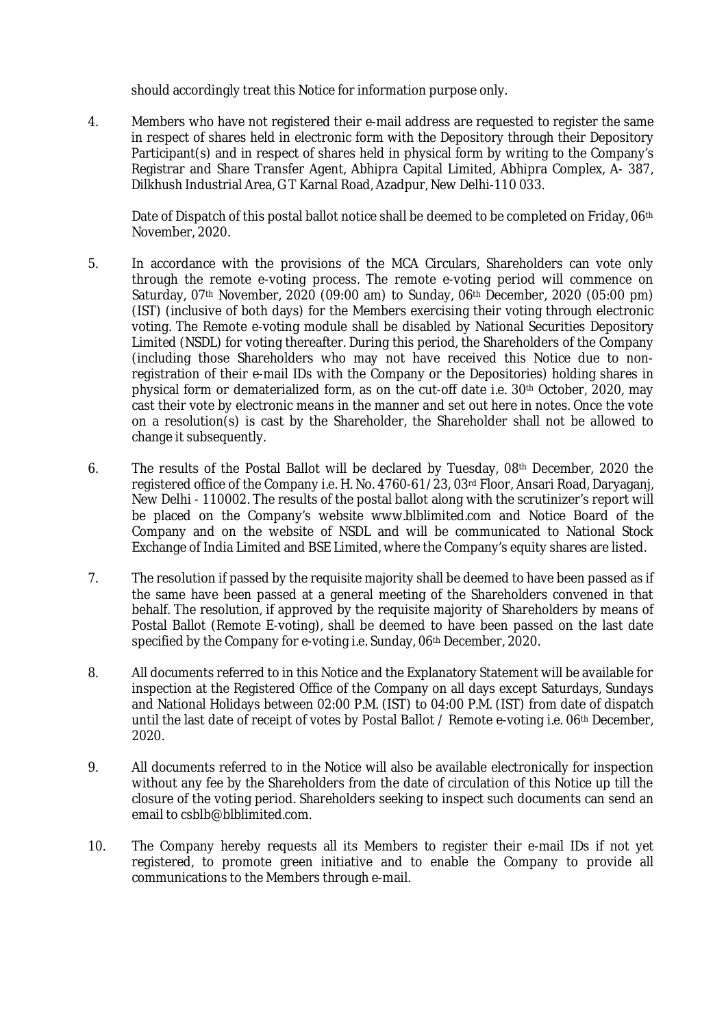should accordingly treat this Notice for information purpose only.

4. Members who have not registered their e-mail address are requested to register the same in respect of shares held in electronic form with the Depository through their Depository Participant(s) and in respect of shares held in physical form by writing to the Company's Registrar and Share Transfer Agent, Abhipra Capital Limited, Abhipra Complex, A- 387, Dilkhush Industrial Area, G T Karnal Road, Azadpur, New Delhi-110 033.

   Date of Dispatch of this postal ballot notice shall be deemed to be completed on Friday, 06th November, 2020.

5. In accordance with the provisions of the MCA Circulars, Shareholders can vote only through the remote e-voting process. The remote e-voting period will commence on Saturday, 07th November, 2020 (09:00 am) to Sunday, 06th December, 2020 (05:00 pm) (IST) (inclusive of both days) for the Members exercising their voting through electronic voting. The Remote e-voting module shall be disabled by National Securities Depository Limited (NSDL) for voting thereafter. During this period, the Shareholders of the Company (including those Shareholders who may not have received this Notice due to non-registration of their e-mail IDs with the Company or the Depositories) holding shares in physical form or dematerialized form, as on the cut-off date i.e. 30th October, 2020, may cast their vote by electronic means in the manner and set out here in notes. Once the vote on a resolution(s) is cast by the Shareholder, the Shareholder shall not be allowed to change it subsequently.

6. The results of the Postal Ballot will be declared by Tuesday, 08th December, 2020 the registered office of the Company i.e. H. No. 4760-61/23, 03rd Floor, Ansari Road, Daryaganj, New Delhi - 110002. The results of the postal ballot along with the scrutinizer's report will be placed on the Company's website www.blblimited.com and Notice Board of the Company and on the website of NSDL and will be communicated to National Stock Exchange of India Limited and BSE Limited, where the Company's equity shares are listed.

7. The resolution if passed by the requisite majority shall be deemed to have been passed as if the same have been passed at a general meeting of the Shareholders convened in that behalf. The resolution, if approved by the requisite majority of Shareholders by means of Postal Ballot (Remote E-voting), shall be deemed to have been passed on the last date specified by the Company for e-voting i.e. Sunday, 06th December, 2020.

8. All documents referred to in this Notice and the Explanatory Statement will be available for inspection at the Registered Office of the Company on all days except Saturdays, Sundays and National Holidays between 02:00 P.M. (IST) to 04:00 P.M. (IST) from date of dispatch until the last date of receipt of votes by Postal Ballot / Remote e-voting i.e. 06th December, 2020.

9. All documents referred to in the Notice will also be available electronically for inspection without any fee by the Shareholders from the date of circulation of this Notice up till the closure of the voting period. Shareholders seeking to inspect such documents can send an email to csblb@blblimited.com.

10. The Company hereby requests all its Members to register their e-mail IDs if not yet registered, to promote green initiative and to enable the Company to provide all communications to the Members through e-mail.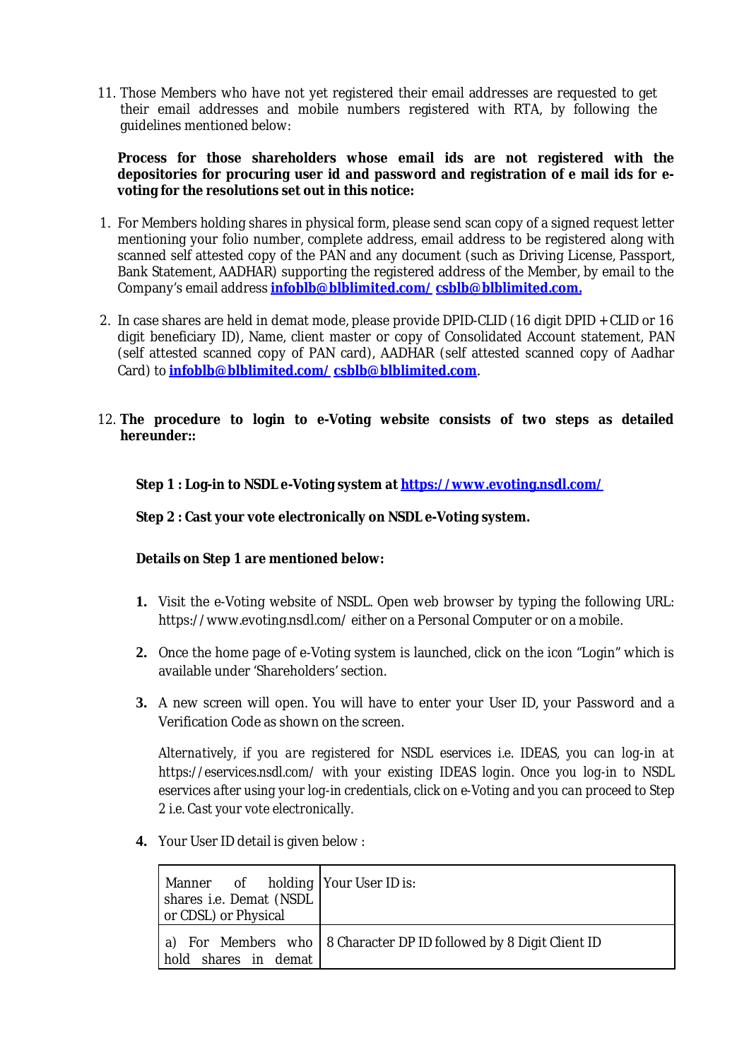11. Those Members who have not yet registered their email addresses are requested to get their email addresses and mobile numbers registered with RTA, by following the guidelines mentioned below:

**Process for those shareholders whose email ids are not registered with the depositories for procuring user id and password and registration of e mail ids for e-voting for the resolutions set out in this notice:**

1. For Members holding shares in physical form, please send scan copy of a signed request letter mentioning your folio number, complete address, email address to be registered along with scanned self attested copy of the PAN and any document (such as Driving License, Passport, Bank Statement, AADHAR) supporting the registered address of the Member, by email to the Company's email address **infoblb@blblimited.com/ csblb@blblimited.com.**

2. In case shares are held in demat mode, please provide DPID-CLID (16 digit DPID + CLID or 16 digit beneficiary ID), Name, client master or copy of Consolidated Account statement, PAN (self attested scanned copy of PAN card), AADHAR (self attested scanned copy of Aadhar Card) to **infoblb@blblimited.com/ csblb@blblimited.com**.

12. **The procedure to login to e-Voting website consists of two steps as detailed hereunder::**

**Step 1 : Log-in to NSDL e-Voting system at https://www.evoting.nsdl.com/**

**Step 2 : Cast your vote electronically on NSDL e-Voting system.**

**Details on Step 1 are mentioned below:**

1. Visit the e-Voting website of NSDL. Open web browser by typing the following URL: https://www.evoting.nsdl.com/ either on a Personal Computer or on a mobile.

2. Once the home page of e-Voting system is launched, click on the icon "Login" which is available under 'Shareholders' section.

3. A new screen will open. You will have to enter your User ID, your Password and a Verification Code as shown on the screen.

   *Alternatively, if you are registered for NSDL eservices i.e. IDEAS, you can log-in at https://eservices.nsdl.com/ with your existing IDEAS login. Once you log-in to NSDL eservices after using your log-in credentials, click on e-Voting and you can proceed to Step 2 i.e. Cast your vote electronically.*

4. Your User ID detail is given below :

| Manner of holding shares i.e. Demat (NSDL or CDSL) or Physical | Your User ID is: |
|---|---|
| a) For Members who hold shares in demat | 8 Character DP ID followed by 8 Digit Client ID |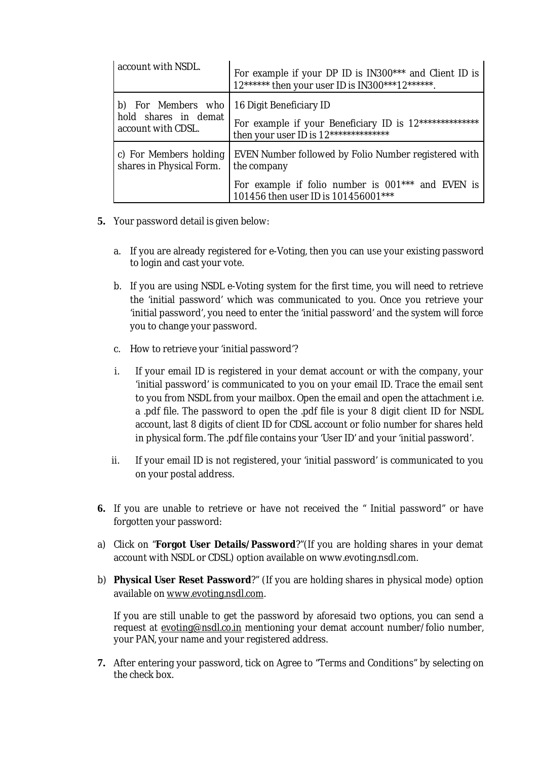| account with NSDL. | For example if your DP ID is IN300*** and Client ID is 12****** then your user ID is IN300***12******. |
|---|---|
| b) For Members who hold shares in demat account with CDSL. | 16 Digit Beneficiary ID<br><br>For example if your Beneficiary ID is 12************** then your user ID is 12************** |
| c) For Members holding shares in Physical Form. | EVEN Number followed by Folio Number registered with the company<br><br>For example if folio number is 001*** and EVEN is 101456 then user ID is 101456001*** |

**5.** Your password detail is given below:

a. If you are already registered for e-Voting, then you can use your existing password to login and cast your vote.

b. If you are using NSDL e-Voting system for the first time, you will need to retrieve the 'initial password' which was communicated to you. Once you retrieve your 'initial password', you need to enter the 'initial password' and the system will force you to change your password.

c. How to retrieve your 'initial password'?

i. If your email ID is registered in your demat account or with the company, your 'initial password' is communicated to you on your email ID. Trace the email sent to you from NSDL from your mailbox. Open the email and open the attachment i.e. a .pdf file. The password to open the .pdf file is your 8 digit client ID for NSDL account, last 8 digits of client ID for CDSL account or folio number for shares held in physical form. The .pdf file contains your 'User ID' and your 'initial password'.

ii. If your email ID is not registered, your 'initial password' is communicated to you on your postal address.

**6.** If you are unable to retrieve or have not received the " Initial password" or have forgotten your password:

a) Click on "**Forgot User Details/Password**?"(If you are holding shares in your demat account with NSDL or CDSL) option available on www.evoting.nsdl.com.

b) **Physical User Reset Password**?" (If you are holding shares in physical mode) option available on www.evoting.nsdl.com.

If you are still unable to get the password by aforesaid two options, you can send a request at evoting@nsdl.co.in mentioning your demat account number/folio number, your PAN, your name and your registered address.

**7.** After entering your password, tick on Agree to "Terms and Conditions" by selecting on the check box.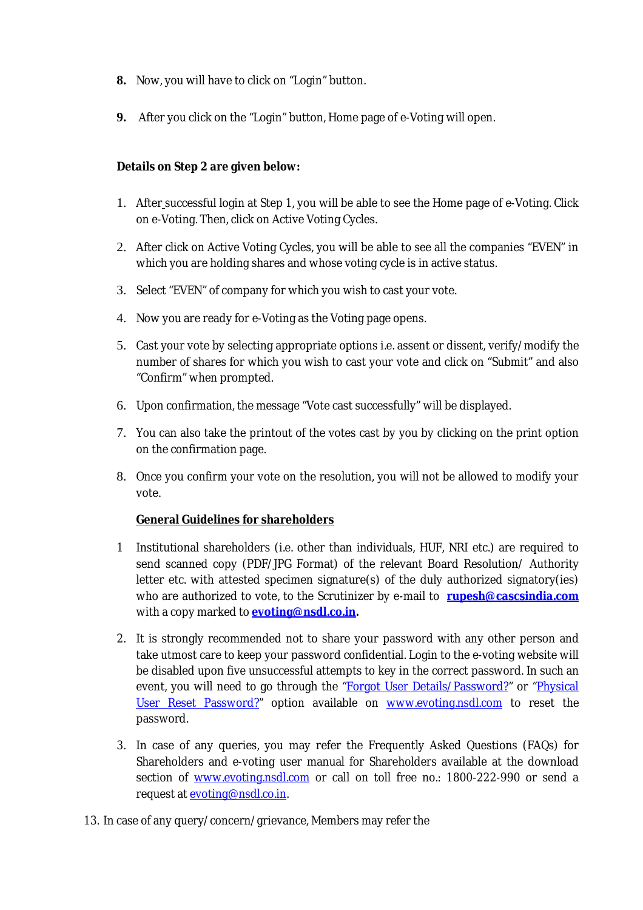8. Now, you will have to click on "Login" button.

9. After you click on the "Login" button, Home page of e-Voting will open.

**Details on Step 2 are given below:**

1. After successful login at Step 1, you will be able to see the Home page of e-Voting. Click on e-Voting. Then, click on Active Voting Cycles.

2. After click on Active Voting Cycles, you will be able to see all the companies "EVEN" in which you are holding shares and whose voting cycle is in active status.

3. Select "EVEN" of company for which you wish to cast your vote.

4. Now you are ready for e-Voting as the Voting page opens.

5. Cast your vote by selecting appropriate options i.e. assent or dissent, verify/modify the number of shares for which you wish to cast your vote and click on "Submit" and also "Confirm" when prompted.

6. Upon confirmation, the message "Vote cast successfully" will be displayed.

7. You can also take the printout of the votes cast by you by clicking on the print option on the confirmation page.

8. Once you confirm your vote on the resolution, you will not be allowed to modify your vote.

**General Guidelines for shareholders**

1 Institutional shareholders (i.e. other than individuals, HUF, NRI etc.) are required to send scanned copy (PDF/JPG Format) of the relevant Board Resolution/ Authority letter etc. with attested specimen signature(s) of the duly authorized signatory(ies) who are authorized to vote, to the Scrutinizer by e-mail to **rupesh@cascsindia.com** with a copy marked to **evoting@nsdl.co.in.**

2. It is strongly recommended not to share your password with any other person and take utmost care to keep your password confidential. Login to the e-voting website will be disabled upon five unsuccessful attempts to key in the correct password. In such an event, you will need to go through the "Forgot User Details/Password?" or "Physical User Reset Password?" option available on www.evoting.nsdl.com to reset the password.

3. In case of any queries, you may refer the Frequently Asked Questions (FAQs) for Shareholders and e-voting user manual for Shareholders available at the download section of www.evoting.nsdl.com or call on toll free no.: 1800-222-990 or send a request at evoting@nsdl.co.in.

13. In case of any query/concern/grievance, Members may refer the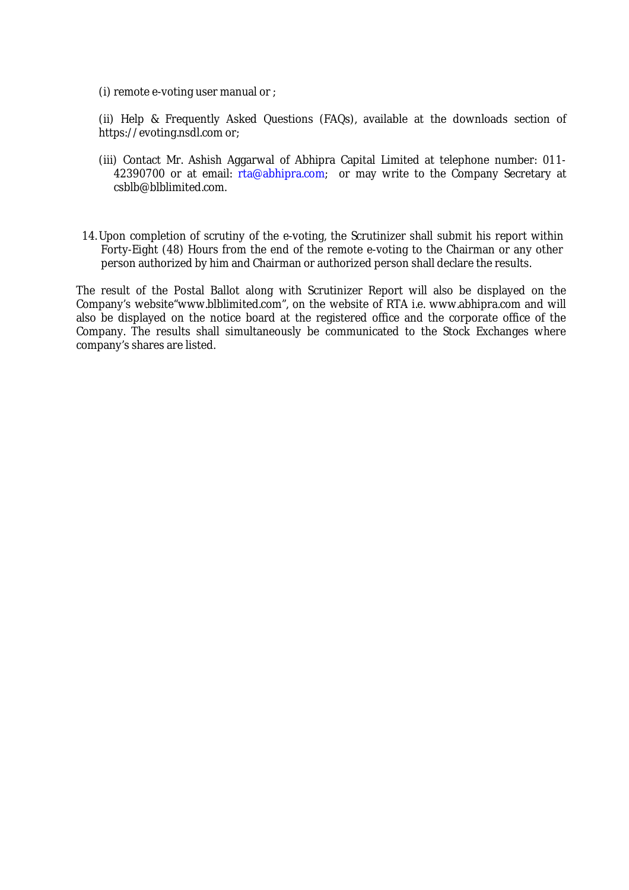(i) remote e-voting user manual or ;

(ii) Help & Frequently Asked Questions (FAQs), available at the downloads section of https://evoting.nsdl.com or;

(iii) Contact Mr. Ashish Aggarwal of Abhipra Capital Limited at telephone number: 011-42390700 or at email: rta@abhipra.com; or may write to the Company Secretary at csblb@blblimited.com.

14. Upon completion of scrutiny of the e-voting, the Scrutinizer shall submit his report within Forty-Eight (48) Hours from the end of the remote e-voting to the Chairman or any other person authorized by him and Chairman or authorized person shall declare the results.

The result of the Postal Ballot along with Scrutinizer Report will also be displayed on the Company's website"www.blblimited.com", on the website of RTA i.e. www.abhipra.com and will also be displayed on the notice board at the registered office and the corporate office of the Company. The results shall simultaneously be communicated to the Stock Exchanges where company's shares are listed.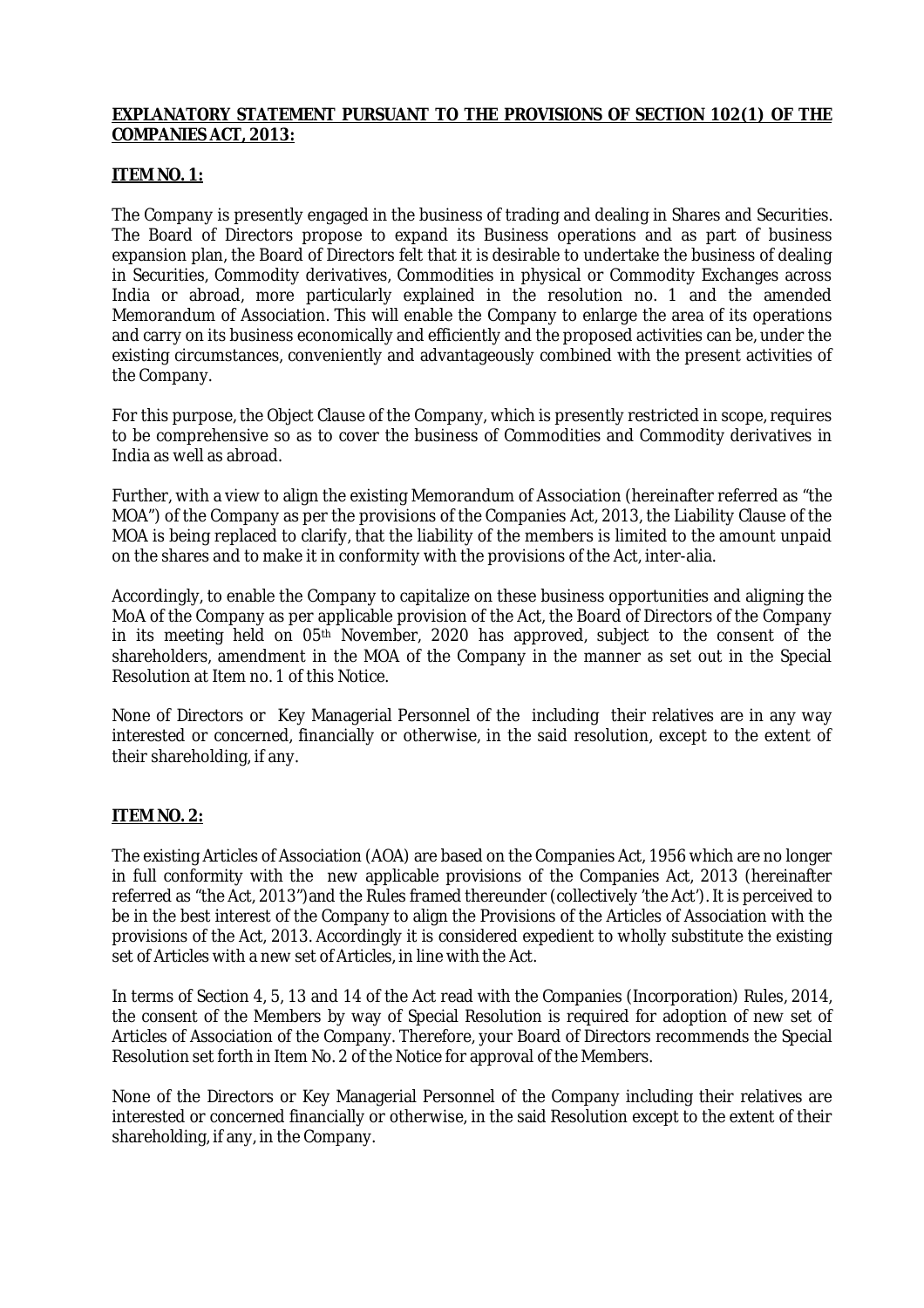**EXPLANATORY STATEMENT PURSUANT TO THE PROVISIONS OF SECTION 102(1) OF THE COMPANIES ACT, 2013:**

**ITEM NO. 1:**

The Company is presently engaged in the business of trading and dealing in Shares and Securities. The Board of Directors propose to expand its Business operations and as part of business expansion plan, the Board of Directors felt that it is desirable to undertake the business of dealing in Securities, Commodity derivatives, Commodities in physical or Commodity Exchanges across India or abroad, more particularly explained in the resolution no. 1 and the amended Memorandum of Association. This will enable the Company to enlarge the area of its operations and carry on its business economically and efficiently and the proposed activities can be, under the existing circumstances, conveniently and advantageously combined with the present activities of the Company.

For this purpose, the Object Clause of the Company, which is presently restricted in scope, requires to be comprehensive so as to cover the business of Commodities and Commodity derivatives in India as well as abroad.

Further, with a view to align the existing Memorandum of Association (hereinafter referred as "the MOA") of the Company as per the provisions of the Companies Act, 2013, the Liability Clause of the MOA is being replaced to clarify, that the liability of the members is limited to the amount unpaid on the shares and to make it in conformity with the provisions of the Act, inter-alia.

Accordingly, to enable the Company to capitalize on these business opportunities and aligning the MoA of the Company as per applicable provision of the Act, the Board of Directors of the Company in its meeting held on 05th November, 2020 has approved, subject to the consent of the shareholders, amendment in the MOA of the Company in the manner as set out in the Special Resolution at Item no. 1 of this Notice.

None of Directors or Key Managerial Personnel of the including their relatives are in any way interested or concerned, financially or otherwise, in the said resolution, except to the extent of their shareholding, if any.

**ITEM NO. 2:**

The existing Articles of Association (AOA) are based on the Companies Act, 1956 which are no longer in full conformity with the new applicable provisions of the Companies Act, 2013 (hereinafter referred as "the Act, 2013")and the Rules framed thereunder (collectively 'the Act'). It is perceived to be in the best interest of the Company to align the Provisions of the Articles of Association with the provisions of the Act, 2013. Accordingly it is considered expedient to wholly substitute the existing set of Articles with a new set of Articles, in line with the Act.

In terms of Section 4, 5, 13 and 14 of the Act read with the Companies (Incorporation) Rules, 2014, the consent of the Members by way of Special Resolution is required for adoption of new set of Articles of Association of the Company. Therefore, your Board of Directors recommends the Special Resolution set forth in Item No. 2 of the Notice for approval of the Members.

None of the Directors or Key Managerial Personnel of the Company including their relatives are interested or concerned financially or otherwise, in the said Resolution except to the extent of their shareholding, if any, in the Company.